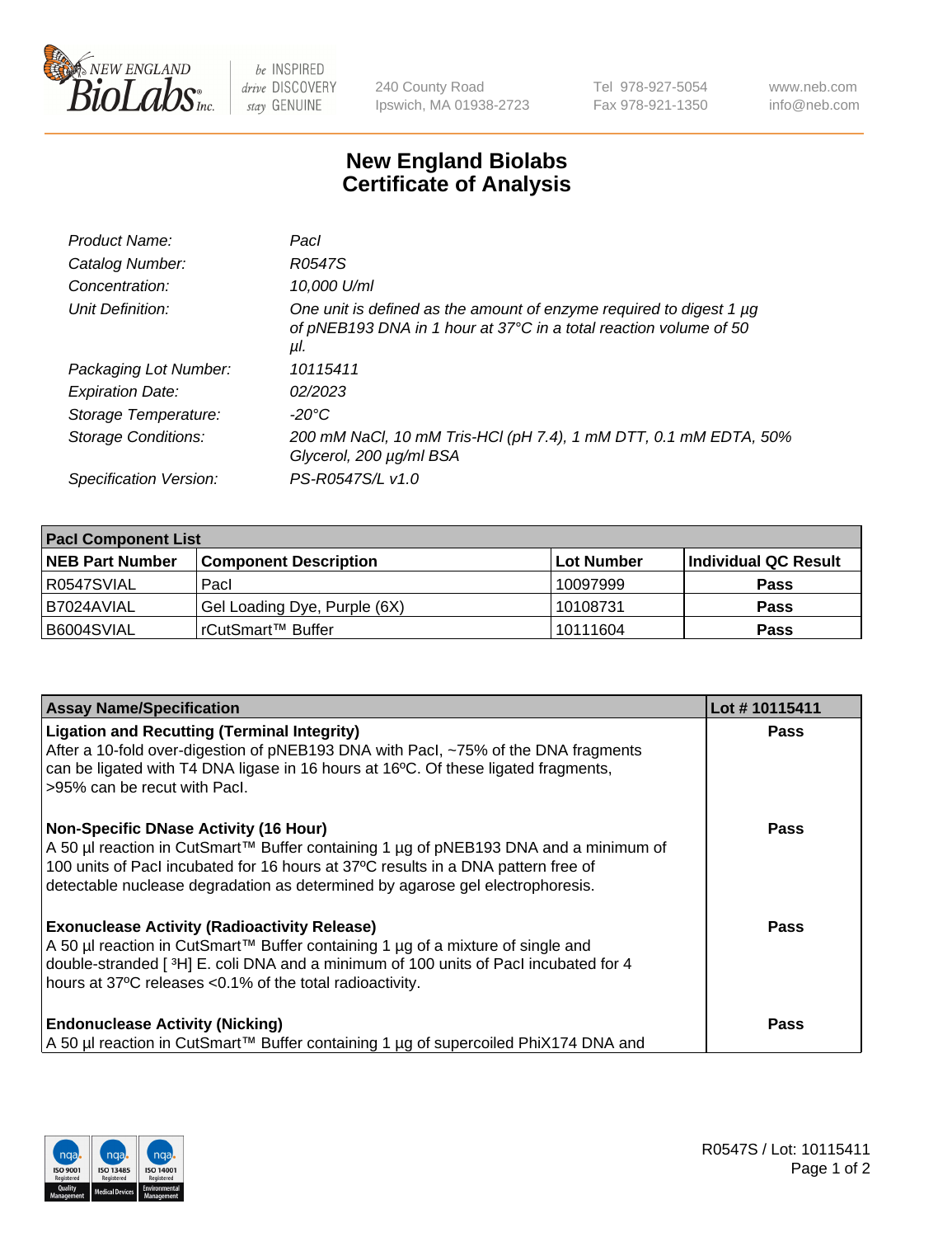# New England Biolabs Certificate of Analysis

| | |
|---|---|
| *Product Name:* | *PacI* |
| *Catalog Number:* | *R0547S* |
| *Concentration:* | *10,000 U/ml* |
| *Unit Definition:* | *One unit is defined as the amount of enzyme required to digest 1 µg of pNEB193 DNA in 1 hour at 37°C in a total reaction volume of 50 µl.* |
| *Packaging Lot Number:* | *10115411* |
| *Expiration Date:* | *02/2023* |
| *Storage Temperature:* | *-20°C* |
| *Storage Conditions:* | *200 mM NaCl, 10 mM Tris-HCl (pH 7.4), 1 mM DTT, 0.1 mM EDTA, 50% Glycerol, 200 µg/ml BSA* |
| *Specification Version:* | *PS-R0547S/L v1.0* |

| PacI Component List | | | |
|---|---|---|---|
| **NEB Part Number** | **Component Description** | **Lot Number** | **Individual QC Result** |
| R0547SVIAL | PacI | 10097999 | **Pass** |
| B7024AVIAL | Gel Loading Dye, Purple (6X) | 10108731 | **Pass** |
| B6004SVIAL | rCutSmart™ Buffer | 10111604 | **Pass** |

| Assay Name/Specification | Lot # 10115411 |
|---|---|
| **Ligation and Recutting (Terminal Integrity)** After a 10-fold over-digestion of pNEB193 DNA with PacI, ~75% of the DNA fragments can be ligated with T4 DNA ligase in 16 hours at 16ºC. Of these ligated fragments, >95% can be recut with PacI. | **Pass** |
| **Non-Specific DNase Activity (16 Hour)** A 50 µl reaction in CutSmart™ Buffer containing 1 µg of pNEB193 DNA and a minimum of 100 units of PacI incubated for 16 hours at 37ºC results in a DNA pattern free of detectable nuclease degradation as determined by agarose gel electrophoresis. | **Pass** |
| **Exonuclease Activity (Radioactivity Release)** A 50 µl reaction in CutSmart™ Buffer containing 1 µg of a mixture of single and double-stranded [ $^{3}$H] E. coli DNA and a minimum of 100 units of PacI incubated for 4 hours at 37ºC releases <0.1% of the total radioactivity. | **Pass** |
| **Endonuclease Activity (Nicking)** A 50 µl reaction in CutSmart™ Buffer containing 1 µg of supercoiled PhiX174 DNA and | **Pass** |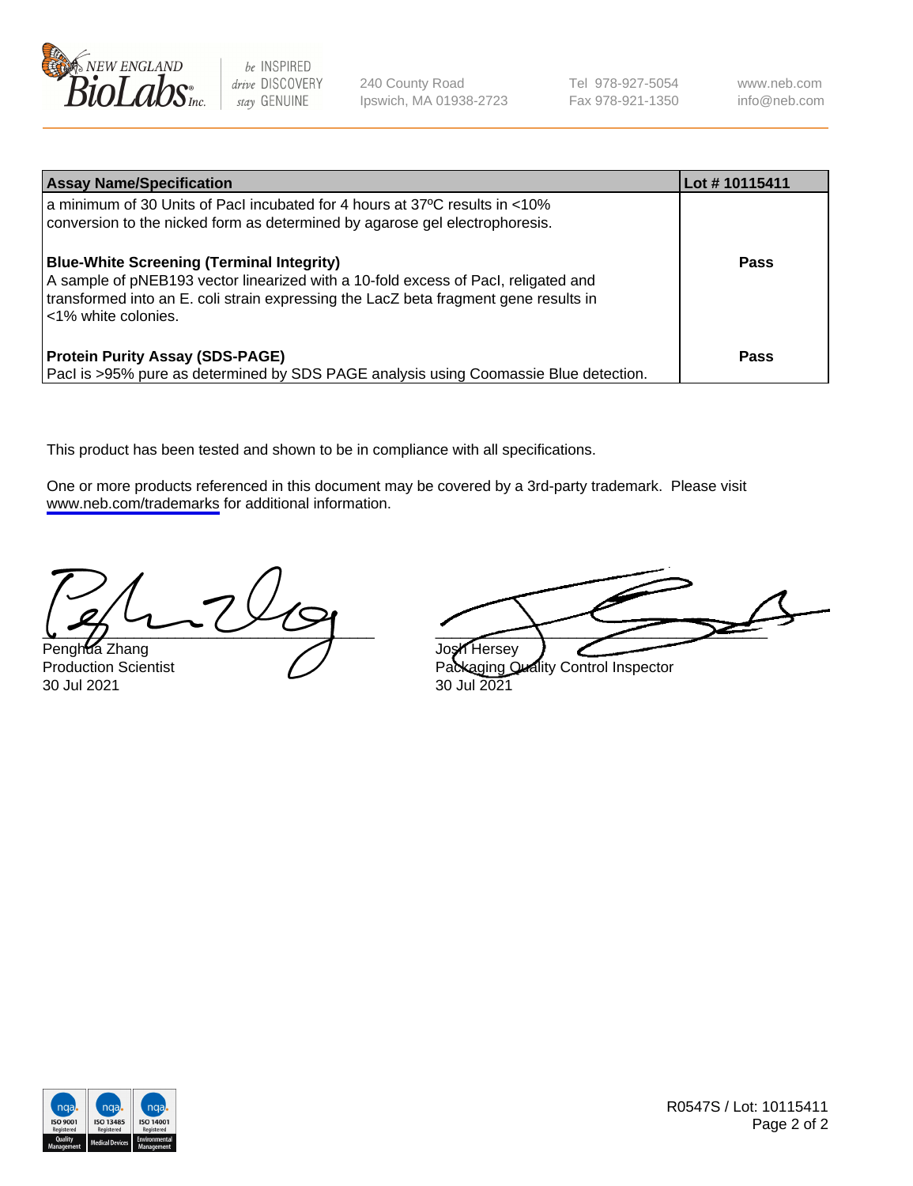| Assay Name/Specification | Lot # 10115411 |
|---|---|
| a minimum of 30 Units of PacI incubated for 4 hours at 37ºC results in <10% conversion to the nicked form as determined by agarose gel electrophoresis. | |
| **Blue-White Screening (Terminal Integrity)**<br>A sample of pNEB193 vector linearized with a 10-fold excess of PacI, religated and transformed into an E. coli strain expressing the LacZ beta fragment gene results in <1% white colonies. | **Pass** |
| **Protein Purity Assay (SDS-PAGE)**<br>PacI is >95% pure as determined by SDS PAGE analysis using Coomassie Blue detection. | **Pass** |

This product has been tested and shown to be in compliance with all specifications.

One or more products referenced in this document may be covered by a 3rd-party trademark. Please visit www.neb.com/trademarks for additional information.

Penghua Zhang
Production Scientist
30 Jul 2021

Josh Hersey
Packaging Quality Control Inspector
30 Jul 2021

R0547S / Lot: 10115411